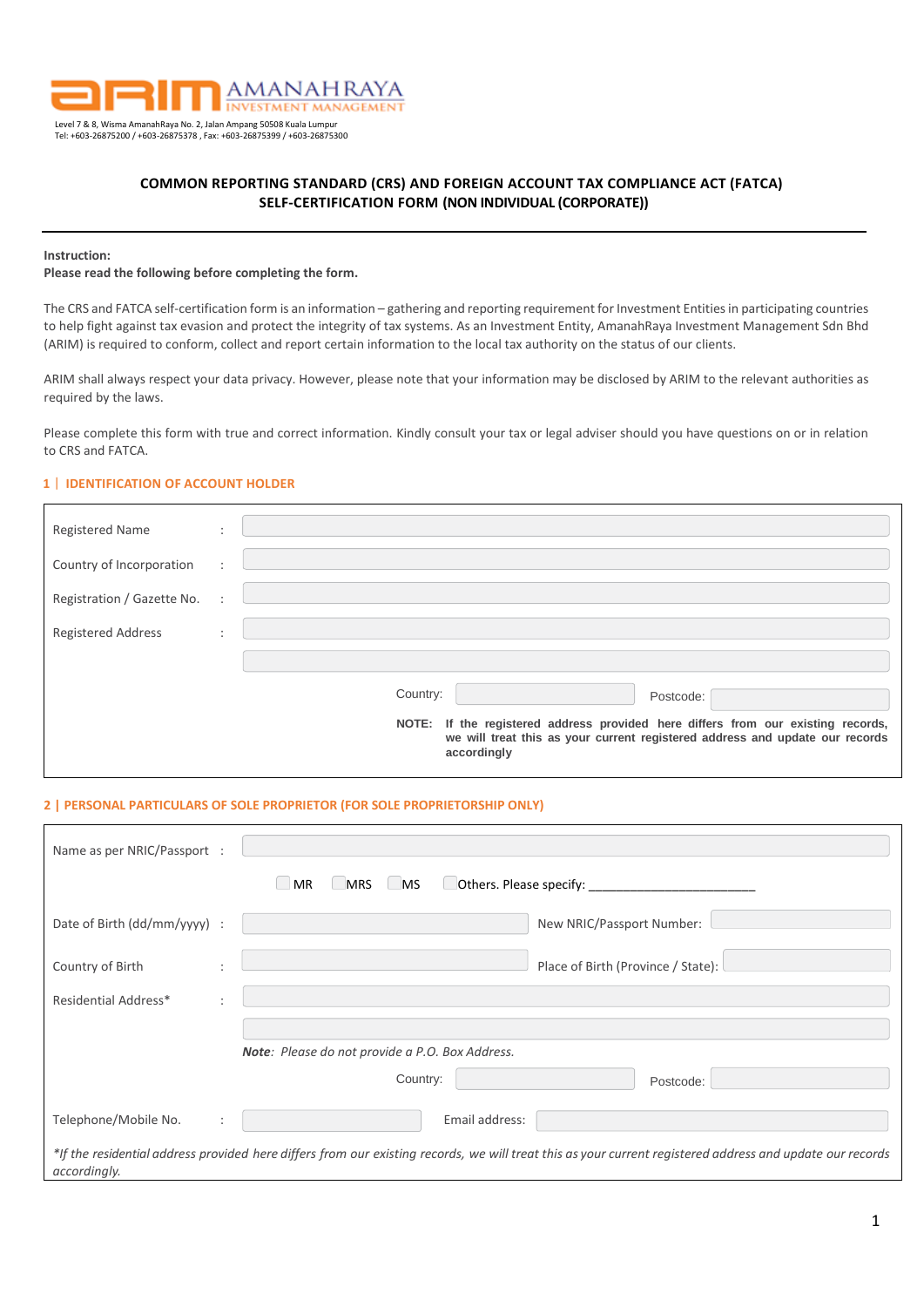ARIM AMANAHRAYA INVESTMENT MANAGEMENT

Level 7 & 8, Wisma AmanahRaya No. 2, Jalan Ampang 50508 Kuala Lumpur
Tel: +603-26875200 / +603-26875378 , Fax: +603-26875399 / +603-26875300

# COMMON REPORTING STANDARD (CRS) AND FOREIGN ACCOUNT TAX COMPLIANCE ACT (FATCA) SELF-CERTIFICATION FORM (NON INDIVIDUAL (CORPORATE))

**Instruction:**
**Please read the following before completing the form.**

The CRS and FATCA self-certification form is an information – gathering and reporting requirement for Investment Entities in participating countries to help fight against tax evasion and protect the integrity of tax systems. As an Investment Entity, AmanahRaya Investment Management Sdn Bhd (ARIM) is required to conform, collect and report certain information to the local tax authority on the status of our clients.

ARIM shall always respect your data privacy. However, please note that your information may be disclosed by ARIM to the relevant authorities as required by the laws.

Please complete this form with true and correct information. Kindly consult your tax or legal adviser should you have questions on or in relation to CRS and FATCA.

## 1 | IDENTIFICATION OF ACCOUNT HOLDER

Registered Name :

Country of Incorporation :

Registration / Gazette No. :

Registered Address :

Country: Postcode:

**NOTE: If the registered address provided here differs from our existing records, we will treat this as your current registered address and update our records accordingly**

## 2 | PERSONAL PARTICULARS OF SOLE PROPRIETOR (FOR SOLE PROPRIETORSHIP ONLY)

Name as per NRIC/Passport :

☐ MR ☐ MRS ☐ MS ☐ Others. Please specify: ______________________

Date of Birth (dd/mm/yyyy) : New NRIC/Passport Number:

Country of Birth : Place of Birth (Province / State):

Residential Address* :

*Note: Please do not provide a P.O. Box Address.*

Country: Postcode:

Telephone/Mobile No. : Email address:

*\*If the residential address provided here differs from our existing records, we will treat this as your current registered address and update our records accordingly.*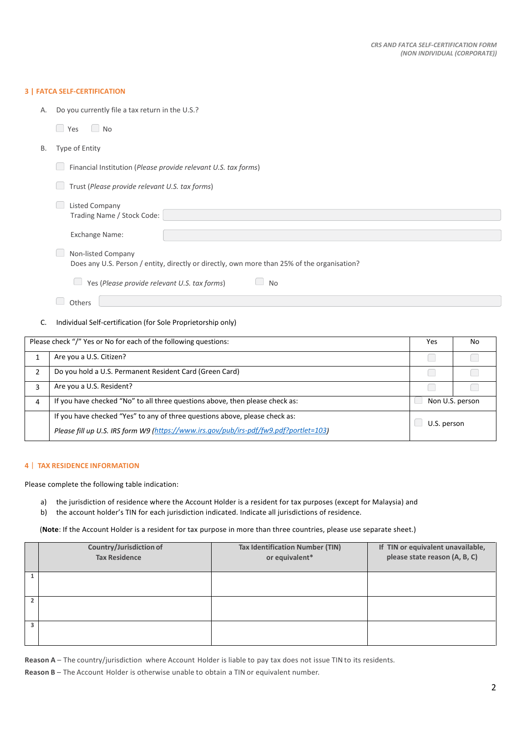## 3 | FATCA SELF-CERTIFICATION

A. Do you currently file a tax return in the U.S.?

☐ Yes ☐ No

B. Type of Entity

☐ Financial Institution (*Please provide relevant U.S. tax forms*)

☐ Trust (*Please provide relevant U.S. tax forms*)

☐ Listed Company
Trading Name / Stock Code:

Exchange Name:

☐ Non-listed Company
Does any U.S. Person / entity, directly or directly, own more than 25% of the organisation?

☐ Yes (*Please provide relevant U.S. tax forms*) ☐ No

☐ Others

C. Individual Self-certification (for Sole Proprietorship only)

| | Please check "/" Yes or No for each of the following questions: | Yes | No |
|---|---|---|---|
| 1 | Are you a U.S. Citizen? | ☐ | ☐ |
| 2 | Do you hold a U.S. Permanent Resident Card (Green Card) | ☐ | ☐ |
| 3 | Are you a U.S. Resident? | ☐ | ☐ |
| 4 | If you have checked "No" to all three questions above, then please check as: | ☐ Non U.S. person | |
| | If you have checked "Yes" to any of three questions above, please check as: *Please fill up U.S. IRS form W9 ([https://www.irs.gov/pub/irs-pdf/fw9.pdf?portlet=103](https://www.irs.gov/pub/irs-pdf/fw9.pdf?portlet=103))* | ☐ U.S. person | |

## 4 | TAX RESIDENCE INFORMATION

Please complete the following table indication:

a) the jurisdiction of residence where the Account Holder is a resident for tax purposes (except for Malaysia) and
b) the account holder's TIN for each jurisdiction indicated. Indicate all jurisdictions of residence.

(**Note**: If the Account Holder is a resident for tax purpose in more than three countries, please use separate sheet.)

| | Country/Jurisdiction of Tax Residence | Tax Identification Number (TIN) or equivalent* | If TIN or equivalent unavailable, please state reason (A, B, C) |
|---|---|---|---|
| 1 | | | |
| 2 | | | |
| 3 | | | |

**Reason A** – The country/jurisdiction where Account Holder is liable to pay tax does not issue TIN to its residents.
**Reason B** – The Account Holder is otherwise unable to obtain a TIN or equivalent number.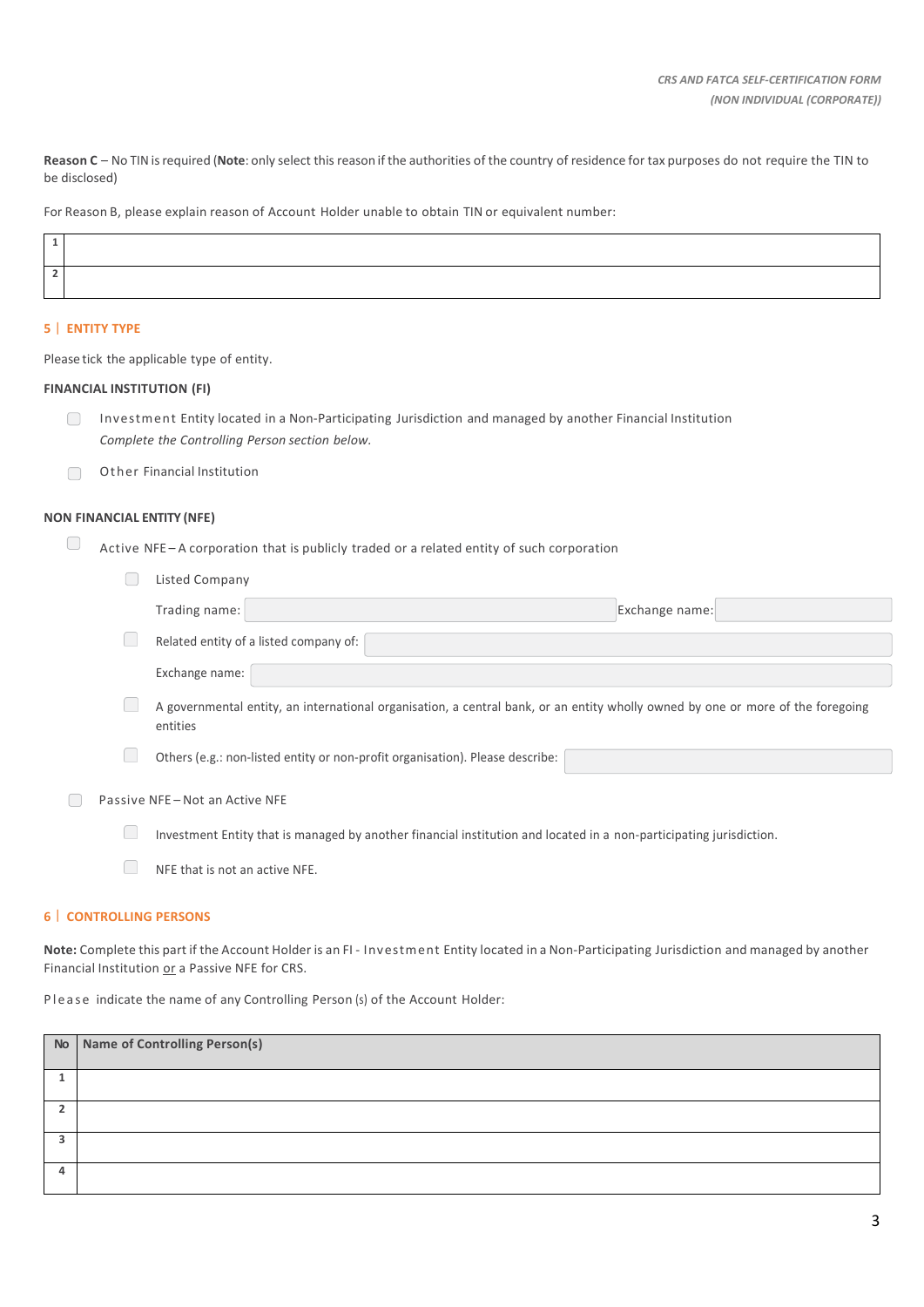**Reason C** – No TIN is required (**Note**: only select this reason if the authorities of the country of residence for tax purposes do not require the TIN to be disclosed)

For Reason B, please explain reason of Account Holder unable to obtain TIN or equivalent number:

| | |
|---|---|
| 1 | |
| 2 | |

## 5 | ENTITY TYPE

Please tick the applicable type of entity.

**FINANCIAL INSTITUTION (FI)**

- ☐ Investment Entity located in a Non-Participating Jurisdiction and managed by another Financial Institution
  *Complete the Controlling Person section below.*
- ☐ Other Financial Institution

**NON FINANCIAL ENTITY (NFE)**

- ☐ Active NFE – A corporation that is publicly traded or a related entity of such corporation
  - ☐ Listed Company
    Trading name: ______________ Exchange name: ______________
  - ☐ Related entity of a listed company of: ______________
    Exchange name: ______________
  - ☐ A governmental entity, an international organisation, a central bank, or an entity wholly owned by one or more of the foregoing entities
  - ☐ Others (e.g.: non-listed entity or non-profit organisation). Please describe: ______________
- ☐ Passive NFE – Not an Active NFE
  - ☐ Investment Entity that is managed by another financial institution and located in a non-participating jurisdiction.
  - ☐ NFE that is not an active NFE.

## 6 | CONTROLLING PERSONS

**Note:** Complete this part if the Account Holder is an FI - Investment Entity located in a Non-Participating Jurisdiction and managed by another Financial Institution or a Passive NFE for CRS.

Please indicate the name of any Controlling Person (s) of the Account Holder:

| No | Name of Controlling Person(s) |
|---|---|
| 1 | |
| 2 | |
| 3 | |
| 4 | |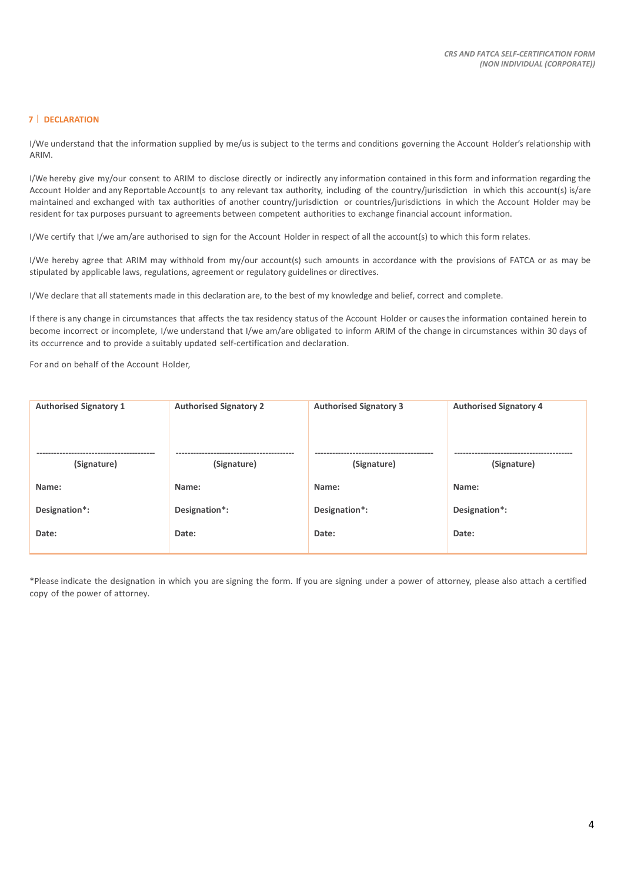## 7 | DECLARATION

I/We understand that the information supplied by me/us is subject to the terms and conditions governing the Account Holder's relationship with ARIM.

I/We hereby give my/our consent to ARIM to disclose directly or indirectly any information contained in this form and information regarding the Account Holder and any Reportable Account(s to any relevant tax authority, including of the country/jurisdiction in which this account(s) is/are maintained and exchanged with tax authorities of another country/jurisdiction or countries/jurisdictions in which the Account Holder may be resident for tax purposes pursuant to agreements between competent authorities to exchange financial account information.

I/We certify that I/we am/are authorised to sign for the Account Holder in respect of all the account(s) to which this form relates.

I/We hereby agree that ARIM may withhold from my/our account(s) such amounts in accordance with the provisions of FATCA or as may be stipulated by applicable laws, regulations, agreement or regulatory guidelines or directives.

I/We declare that all statements made in this declaration are, to the best of my knowledge and belief, correct and complete.

If there is any change in circumstances that affects the tax residency status of the Account Holder or causes the information contained herein to become incorrect or incomplete, I/we understand that I/we am/are obligated to inform ARIM of the change in circumstances within 30 days of its occurrence and to provide a suitably updated self-certification and declaration.

For and on behalf of the Account Holder,

| **Authorised Signatory 1** | **Authorised Signatory 2** | **Authorised Signatory 3** | **Authorised Signatory 4** |
|---|---|---|---|
| ---------------------------------------- **(Signature)** | ---------------------------------------- **(Signature)** | ---------------------------------------- **(Signature)** | ---------------------------------------- **(Signature)** |
| **Name:** | **Name:** | **Name:** | **Name:** |
| **Designation*:** | **Designation*:** | **Designation*:** | **Designation*:** |
| **Date:** | **Date:** | **Date:** | **Date:** |

*Please indicate the designation in which you are signing the form. If you are signing under a power of attorney, please also attach a certified copy of the power of attorney.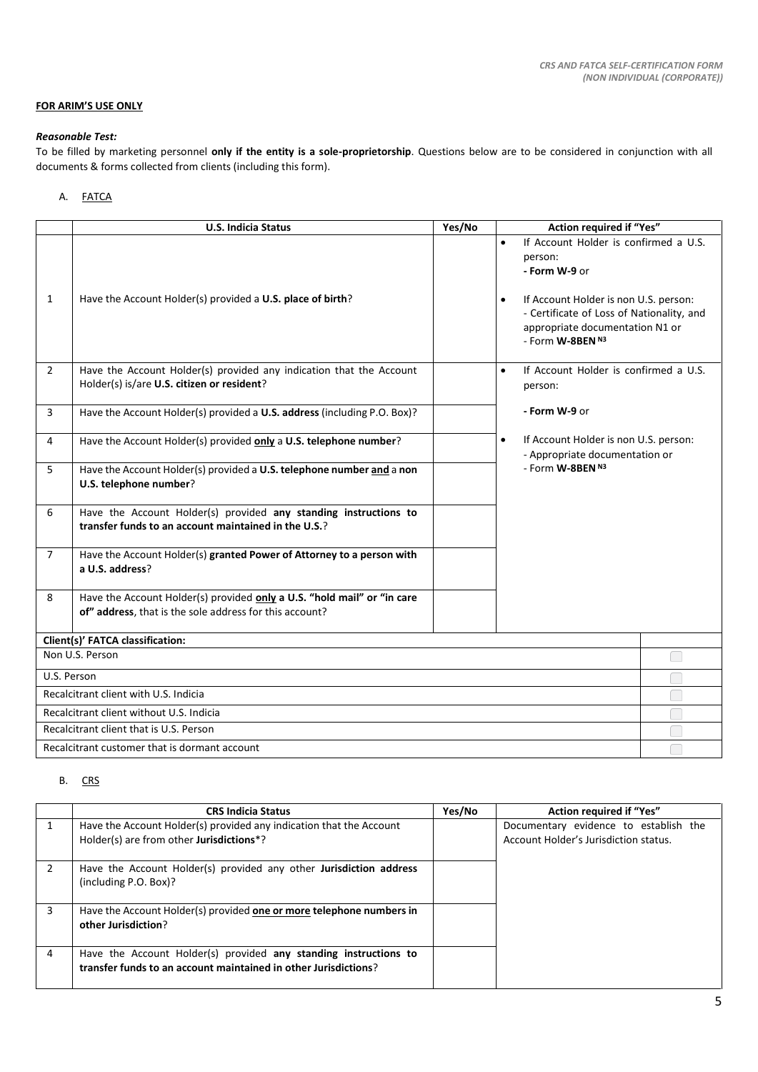**FOR ARIM'S USE ONLY**

***Reasonable Test:***

To be filled by marketing personnel **only if the entity is a sole-proprietorship**. Questions below are to be considered in conjunction with all documents & forms collected from clients (including this form).

A. FATCA

| | U.S. Indicia Status | Yes/No | Action required if "Yes" |
|---|---|---|---|
| 1 | Have the Account Holder(s) provided a **U.S. place of birth**? | | • If Account Holder is confirmed a U.S. person: **- Form W-9** or • If Account Holder is non U.S. person: - Certificate of Loss of Nationality, and appropriate documentation N1 or - Form **W-8BEN** [N3] |
| 2 | Have the Account Holder(s) provided any indication that the Account Holder(s) is/are **U.S. citizen or resident**? | | • If Account Holder is confirmed a U.S. person: **- Form W-9** or • If Account Holder is non U.S. person: - Appropriate documentation or - Form **W-8BEN** [N3] |
| 3 | Have the Account Holder(s) provided a **U.S. address** (including P.O. Box)? | | |
| 4 | Have the Account Holder(s) provided **only** a **U.S. telephone number**? | | |
| 5 | Have the Account Holder(s) provided a **U.S. telephone number and** a **non U.S. telephone number**? | | |
| 6 | Have the Account Holder(s) provided **any standing instructions to transfer funds to an account maintained in the U.S.**? | | |
| 7 | Have the Account Holder(s) **granted Power of Attorney to a person with a U.S. address**? | | |
| 8 | Have the Account Holder(s) provided **only a U.S. "hold mail" or "in care of" address**, that is the sole address for this account? | | |

| **Client(s)' FATCA classification:** | |
|---|---|
| Non U.S. Person | ☐ |
| U.S. Person | ☐ |
| Recalcitrant client with U.S. Indicia | ☐ |
| Recalcitrant client without U.S. Indicia | ☐ |
| Recalcitrant client that is U.S. Person | ☐ |
| Recalcitrant customer that is dormant account | ☐ |

B. CRS

| | CRS Indicia Status | Yes/No | Action required if "Yes" |
|---|---|---|---|
| 1 | Have the Account Holder(s) provided any indication that the Account Holder(s) are from other **Jurisdictions***? | | Documentary evidence to establish the Account Holder's Jurisdiction status. |
| 2 | Have the Account Holder(s) provided any other **Jurisdiction address** (including P.O. Box)? | | |
| 3 | Have the Account Holder(s) provided **one or more telephone numbers in other Jurisdiction**? | | |
| 4 | Have the Account Holder(s) provided **any standing instructions to transfer funds to an account maintained in other Jurisdictions**? | | |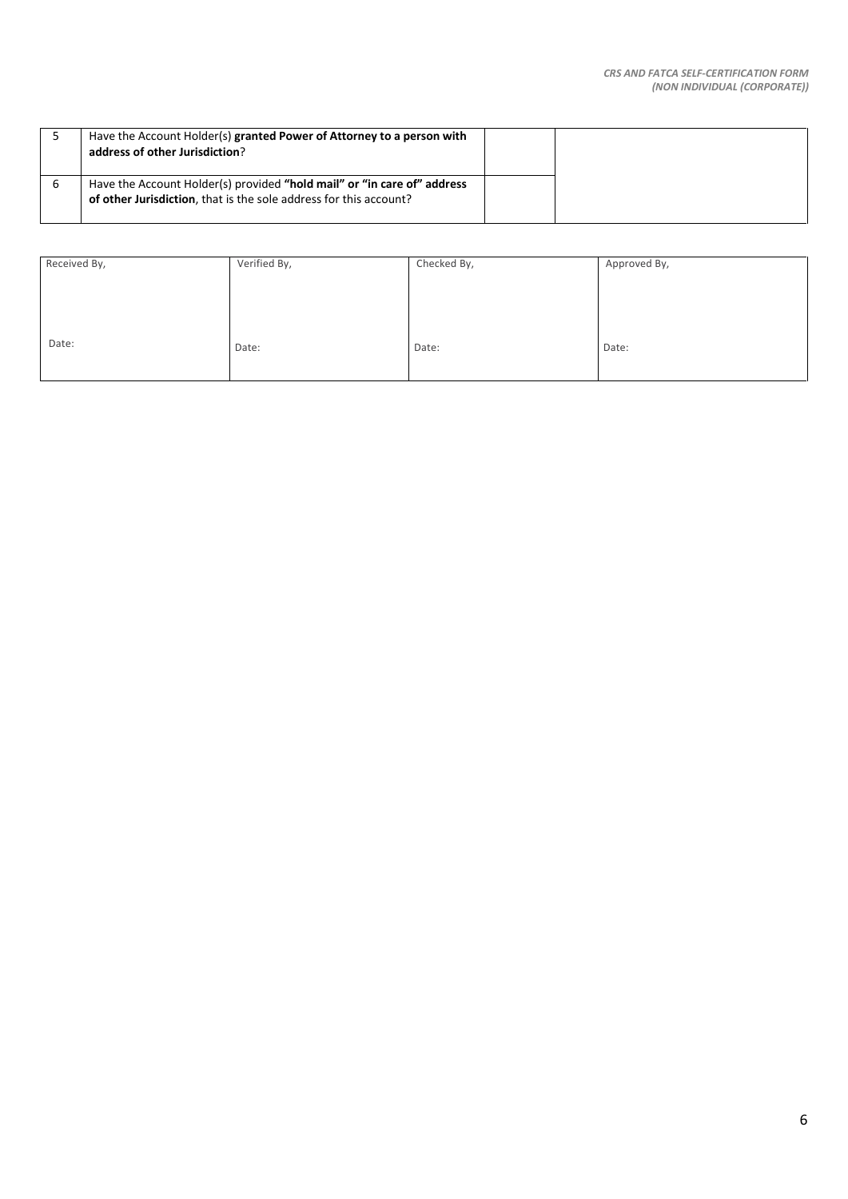| | | | |
|---|---|---|---|
| 5 | Have the Account Holder(s) **granted Power of Attorney to a person with address of other Jurisdiction**? | | |
| 6 | Have the Account Holder(s) provided **"hold mail" or "in care of" address of other Jurisdiction**, that is the sole address for this account? | | |

| Received By, | Verified By, | Checked By, | Approved By, |
|---|---|---|---|
| Date: | Date: | Date: | Date: |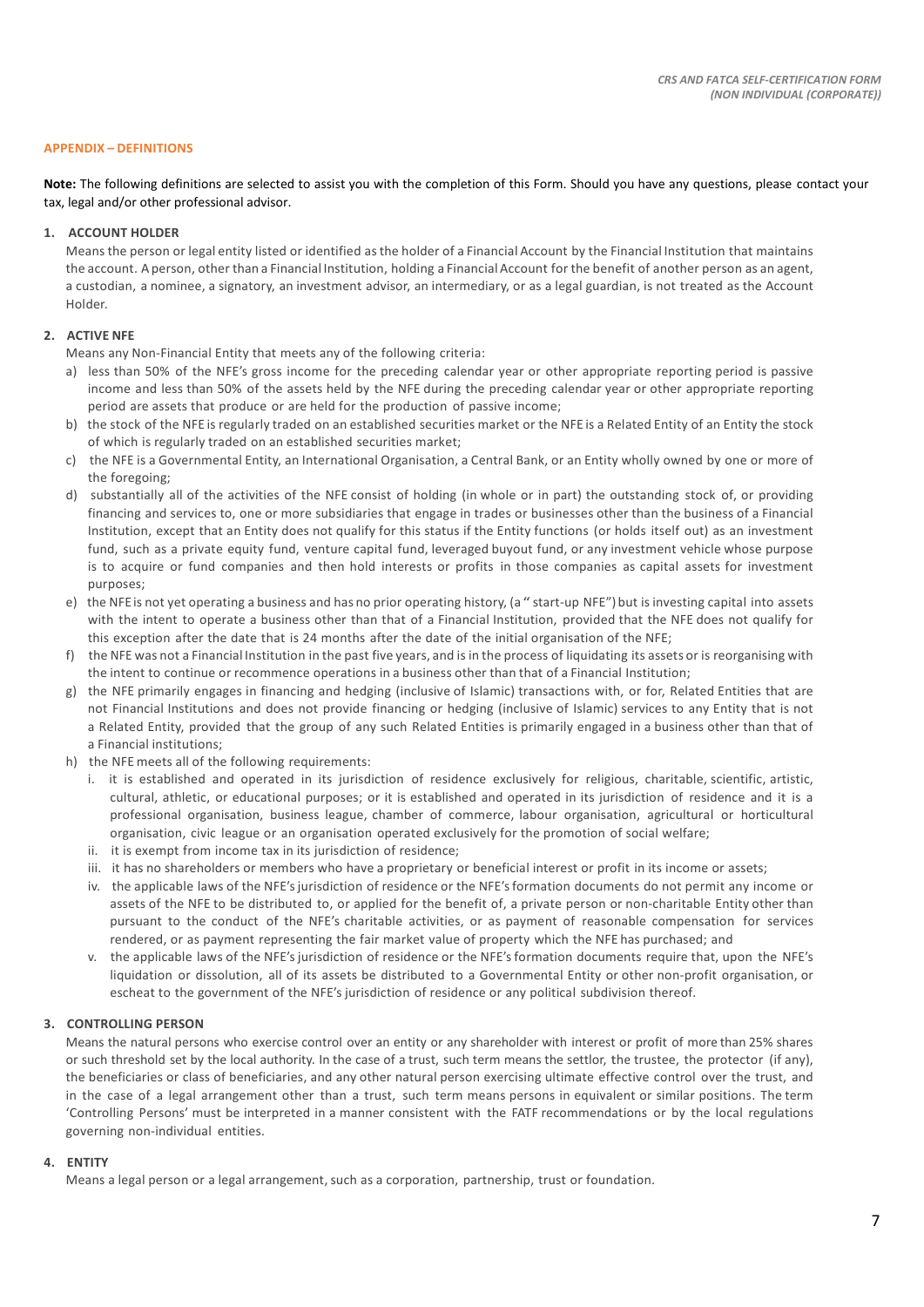## APPENDIX – DEFINITIONS

**Note:** The following definitions are selected to assist you with the completion of this Form. Should you have any questions, please contact your tax, legal and/or other professional advisor.

### 1. ACCOUNT HOLDER

Means the person or legal entity listed or identified as the holder of a Financial Account by the Financial Institution that maintains the account. A person, other than a Financial Institution, holding a Financial Account for the benefit of another person as an agent, a custodian, a nominee, a signatory, an investment advisor, an intermediary, or as a legal guardian, is not treated as the Account Holder.

### 2. ACTIVE NFE

Means any Non-Financial Entity that meets any of the following criteria:

a) less than 50% of the NFE's gross income for the preceding calendar year or other appropriate reporting period is passive income and less than 50% of the assets held by the NFE during the preceding calendar year or other appropriate reporting period are assets that produce or are held for the production of passive income;

b) the stock of the NFE is regularly traded on an established securities market or the NFE is a Related Entity of an Entity the stock of which is regularly traded on an established securities market;

c) the NFE is a Governmental Entity, an International Organisation, a Central Bank, or an Entity wholly owned by one or more of the foregoing;

d) substantially all of the activities of the NFE consist of holding (in whole or in part) the outstanding stock of, or providing financing and services to, one or more subsidiaries that engage in trades or businesses other than the business of a Financial Institution, except that an Entity does not qualify for this status if the Entity functions (or holds itself out) as an investment fund, such as a private equity fund, venture capital fund, leveraged buyout fund, or any investment vehicle whose purpose is to acquire or fund companies and then hold interests or profits in those companies as capital assets for investment purposes;

e) the NFE is not yet operating a business and has no prior operating history, (a " start-up NFE") but is investing capital into assets with the intent to operate a business other than that of a Financial Institution, provided that the NFE does not qualify for this exception after the date that is 24 months after the date of the initial organisation of the NFE;

f) the NFE was not a Financial Institution in the past five years, and is in the process of liquidating its assets or is reorganising with the intent to continue or recommence operations in a business other than that of a Financial Institution;

g) the NFE primarily engages in financing and hedging (inclusive of Islamic) transactions with, or for, Related Entities that are not Financial Institutions and does not provide financing or hedging (inclusive of Islamic) services to any Entity that is not a Related Entity, provided that the group of any such Related Entities is primarily engaged in a business other than that of a Financial institutions;

h) the NFE meets all of the following requirements:

   i. it is established and operated in its jurisdiction of residence exclusively for religious, charitable, scientific, artistic, cultural, athletic, or educational purposes; or it is established and operated in its jurisdiction of residence and it is a professional organisation, business league, chamber of commerce, labour organisation, agricultural or horticultural organisation, civic league or an organisation operated exclusively for the promotion of social welfare;

   ii. it is exempt from income tax in its jurisdiction of residence;

   iii. it has no shareholders or members who have a proprietary or beneficial interest or profit in its income or assets;

   iv. the applicable laws of the NFE's jurisdiction of residence or the NFE's formation documents do not permit any income or assets of the NFE to be distributed to, or applied for the benefit of, a private person or non-charitable Entity other than pursuant to the conduct of the NFE's charitable activities, or as payment of reasonable compensation for services rendered, or as payment representing the fair market value of property which the NFE has purchased; and

   v. the applicable laws of the NFE's jurisdiction of residence or the NFE's formation documents require that, upon the NFE's liquidation or dissolution, all of its assets be distributed to a Governmental Entity or other non-profit organisation, or escheat to the government of the NFE's jurisdiction of residence or any political subdivision thereof.

### 3. CONTROLLING PERSON

Means the natural persons who exercise control over an entity or any shareholder with interest or profit of more than 25% shares or such threshold set by the local authority. In the case of a trust, such term means the settlor, the trustee, the protector (if any), the beneficiaries or class of beneficiaries, and any other natural person exercising ultimate effective control over the trust, and in the case of a legal arrangement other than a trust, such term means persons in equivalent or similar positions. The term 'Controlling Persons' must be interpreted in a manner consistent with the FATF recommendations or by the local regulations governing non-individual entities.

### 4. ENTITY

Means a legal person or a legal arrangement, such as a corporation, partnership, trust or foundation.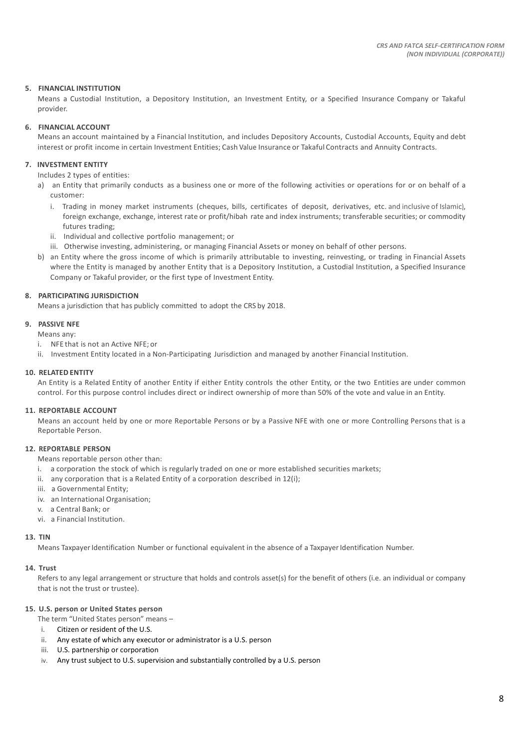**5. FINANCIAL INSTITUTION**

Means a Custodial Institution, a Depository Institution, an Investment Entity, or a Specified Insurance Company or Takaful provider.

**6. FINANCIAL ACCOUNT**

Means an account maintained by a Financial Institution, and includes Depository Accounts, Custodial Accounts, Equity and debt interest or profit income in certain Investment Entities; Cash Value Insurance or Takaful Contracts and Annuity Contracts.

**7. INVESTMENT ENTITY**

Includes 2 types of entities:

a) an Entity that primarily conducts as a business one or more of the following activities or operations for or on behalf of a customer:
   - i. Trading in money market instruments (cheques, bills, certificates of deposit, derivatives, etc. and inclusive of Islamic), foreign exchange, exchange, interest rate or profit/hibah rate and index instruments; transferable securities; or commodity futures trading;
   - ii. Individual and collective portfolio management; or
   - iii. Otherwise investing, administering, or managing Financial Assets or money on behalf of other persons.

b) an Entity where the gross income of which is primarily attributable to investing, reinvesting, or trading in Financial Assets where the Entity is managed by another Entity that is a Depository Institution, a Custodial Institution, a Specified Insurance Company or Takaful provider, or the first type of Investment Entity.

**8. PARTICIPATING JURISDICTION**

Means a jurisdiction that has publicly committed to adopt the CRS by 2018.

**9. PASSIVE NFE**

Means any:

- i. NFE that is not an Active NFE; or
- ii. Investment Entity located in a Non-Participating Jurisdiction and managed by another Financial Institution.

**10. RELATED ENTITY**

An Entity is a Related Entity of another Entity if either Entity controls the other Entity, or the two Entities are under common control. For this purpose control includes direct or indirect ownership of more than 50% of the vote and value in an Entity.

**11. REPORTABLE ACCOUNT**

Means an account held by one or more Reportable Persons or by a Passive NFE with one or more Controlling Persons that is a Reportable Person.

**12. REPORTABLE PERSON**

Means reportable person other than:

- i. a corporation the stock of which is regularly traded on one or more established securities markets;
- ii. any corporation that is a Related Entity of a corporation described in 12(i);
- iii. a Governmental Entity;
- iv. an International Organisation;
- v. a Central Bank; or
- vi. a Financial Institution.

**13. TIN**

Means Taxpayer Identification Number or functional equivalent in the absence of a Taxpayer Identification Number.

**14. Trust**

Refers to any legal arrangement or structure that holds and controls asset(s) for the benefit of others (i.e. an individual or company that is not the trust or trustee).

**15. U.S. person or United States person**

The term "United States person" means –

- i. Citizen or resident of the U.S.
- ii. Any estate of which any executor or administrator is a U.S. person
- iii. U.S. partnership or corporation
- iv. Any trust subject to U.S. supervision and substantially controlled by a U.S. person